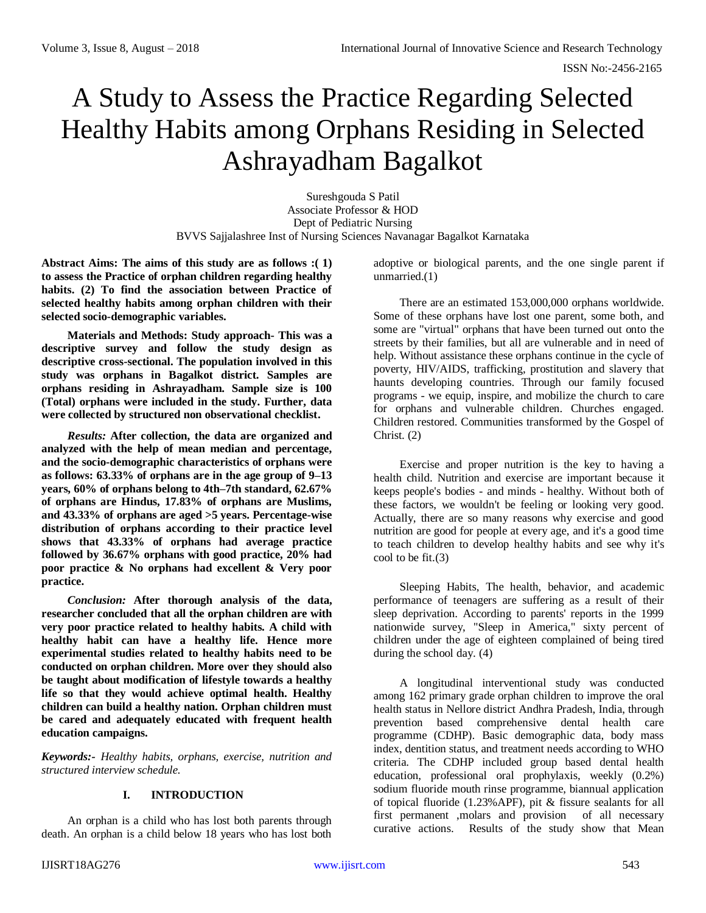# A Study to Assess the Practice Regarding Selected Healthy Habits among Orphans Residing in Selected Ashrayadham Bagalkot

Sureshgouda S Patil
Associate Professor & HOD
Dept of Pediatric Nursing
BVVS Sajjalashree Inst of Nursing Sciences Navanagar Bagalkot Karnataka

**Abstract Aims: The aims of this study are as follows :( 1) to assess the Practice of orphan children regarding healthy habits. (2) To find the association between Practice of selected healthy habits among orphan children with their selected socio-demographic variables.**

**Materials and Methods: Study approach- This was a descriptive survey and follow the study design as descriptive cross-sectional. The population involved in this study was orphans in Bagalkot district. Samples are orphans residing in Ashrayadham. Sample size is 100 (Total) orphans were included in the study. Further, data were collected by structured non observational checklist.**

***Results:*** **After collection, the data are organized and analyzed with the help of mean median and percentage, and the socio-demographic characteristics of orphans were as follows: 63.33% of orphans are in the age group of 9–13 years, 60% of orphans belong to 4th–7th standard, 62.67% of orphans are Hindus, 17.83% of orphans are Muslims, and 43.33% of orphans are aged >5 years. Percentage-wise distribution of orphans according to their practice level shows that 43.33% of orphans had average practice followed by 36.67% orphans with good practice, 20% had poor practice & No orphans had excellent & Very poor practice.**

***Conclusion:*** **After thorough analysis of the data, researcher concluded that all the orphan children are with very poor practice related to healthy habits. A child with healthy habit can have a healthy life. Hence more experimental studies related to healthy habits need to be conducted on orphan children. More over they should also be taught about modification of lifestyle towards a healthy life so that they would achieve optimal health. Healthy children can build a healthy nation. Orphan children must be cared and adequately educated with frequent health education campaigns.**

***Keywords:-*** *Healthy habits, orphans, exercise, nutrition and structured interview schedule.*

## I. INTRODUCTION

An orphan is a child who has lost both parents through death. An orphan is a child below 18 years who has lost both adoptive or biological parents, and the one single parent if unmarried.(1)

There are an estimated 153,000,000 orphans worldwide. Some of these orphans have lost one parent, some both, and some are "virtual" orphans that have been turned out onto the streets by their families, but all are vulnerable and in need of help. Without assistance these orphans continue in the cycle of poverty, HIV/AIDS, trafficking, prostitution and slavery that haunts developing countries. Through our family focused programs - we equip, inspire, and mobilize the church to care for orphans and vulnerable children. Churches engaged. Children restored. Communities transformed by the Gospel of Christ. (2)

Exercise and proper nutrition is the key to having a health child. Nutrition and exercise are important because it keeps people's bodies - and minds - healthy. Without both of these factors, we wouldn't be feeling or looking very good. Actually, there are so many reasons why exercise and good nutrition are good for people at every age, and it's a good time to teach children to develop healthy habits and see why it's cool to be fit.(3)

Sleeping Habits, The health, behavior, and academic performance of teenagers are suffering as a result of their sleep deprivation. According to parents' reports in the 1999 nationwide survey, "Sleep in America," sixty percent of children under the age of eighteen complained of being tired during the school day. (4)

A longitudinal interventional study was conducted among 162 primary grade orphan children to improve the oral health status in Nellore district Andhra Pradesh, India, through prevention based comprehensive dental health care programme (CDHP). Basic demographic data, body mass index, dentition status, and treatment needs according to WHO criteria. The CDHP included group based dental health education, professional oral prophylaxis, weekly (0.2%) sodium fluoride mouth rinse programme, biannual application of topical fluoride (1.23%APF), pit & fissure sealants for all first permanent ,molars and provision of all necessary curative actions. Results of the study show that Mean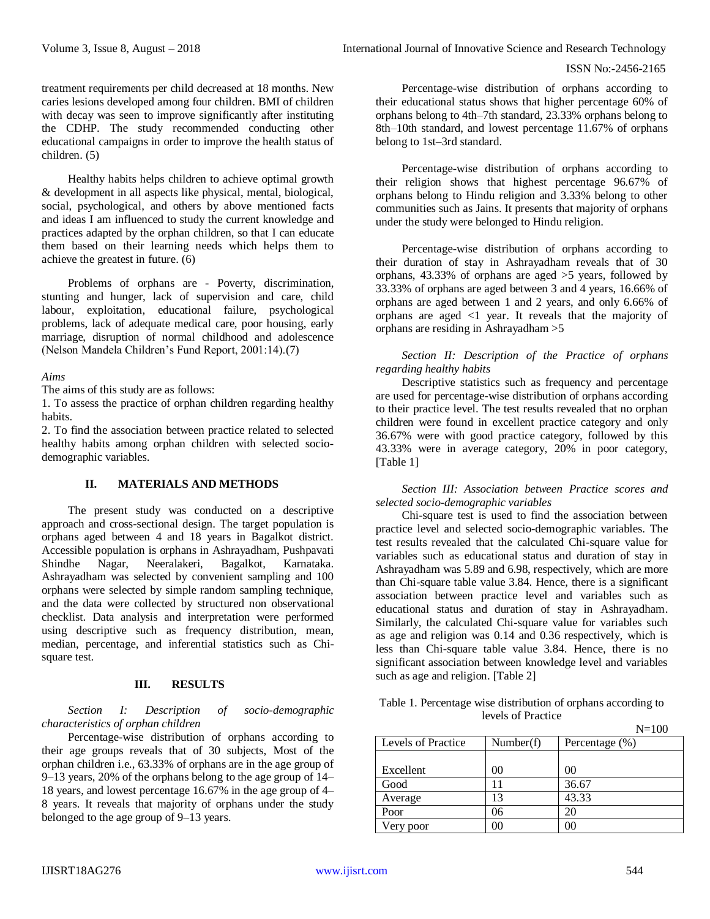treatment requirements per child decreased at 18 months. New caries lesions developed among four children. BMI of children with decay was seen to improve significantly after instituting the CDHP. The study recommended conducting other educational campaigns in order to improve the health status of children. (5)

Healthy habits helps children to achieve optimal growth & development in all aspects like physical, mental, biological, social, psychological, and others by above mentioned facts and ideas I am influenced to study the current knowledge and practices adapted by the orphan children, so that I can educate them based on their learning needs which helps them to achieve the greatest in future. (6)

Problems of orphans are - Poverty, discrimination, stunting and hunger, lack of supervision and care, child labour, exploitation, educational failure, psychological problems, lack of adequate medical care, poor housing, early marriage, disruption of normal childhood and adolescence (Nelson Mandela Children's Fund Report, 2001:14).(7)

*Aims*

The aims of this study are as follows:

1. To assess the practice of orphan children regarding healthy habits.
2. To find the association between practice related to selected healthy habits among orphan children with selected socio-demographic variables.

## II. MATERIALS AND METHODS

The present study was conducted on a descriptive approach and cross-sectional design. The target population is orphans aged between 4 and 18 years in Bagalkot district. Accessible population is orphans in Ashrayadham, Pushpavati Shindhe Nagar, Neeralakeri, Bagalkot, Karnataka. Ashrayadham was selected by convenient sampling and 100 orphans were selected by simple random sampling technique, and the data were collected by structured non observational checklist. Data analysis and interpretation were performed using descriptive such as frequency distribution, mean, median, percentage, and inferential statistics such as Chi-square test.

## III. RESULTS

*Section I: Description of socio-demographic characteristics of orphan children*

Percentage-wise distribution of orphans according to their age groups reveals that of 30 subjects, Most of the orphan children i.e., 63.33% of orphans are in the age group of 9–13 years, 20% of the orphans belong to the age group of 14–18 years, and lowest percentage 16.67% in the age group of 4–8 years. It reveals that majority of orphans under the study belonged to the age group of 9–13 years.

Percentage-wise distribution of orphans according to their educational status shows that higher percentage 60% of orphans belong to 4th–7th standard, 23.33% orphans belong to 8th–10th standard, and lowest percentage 11.67% of orphans belong to 1st–3rd standard.

Percentage-wise distribution of orphans according to their religion shows that highest percentage 96.67% of orphans belong to Hindu religion and 3.33% belong to other communities such as Jains. It presents that majority of orphans under the study were belonged to Hindu religion.

Percentage-wise distribution of orphans according to their duration of stay in Ashrayadham reveals that of 30 orphans, 43.33% of orphans are aged >5 years, followed by 33.33% of orphans are aged between 3 and 4 years, 16.66% of orphans are aged between 1 and 2 years, and only 6.66% of orphans are aged <1 year. It reveals that the majority of orphans are residing in Ashrayadham >5

*Section II: Description of the Practice of orphans regarding healthy habits*

Descriptive statistics such as frequency and percentage are used for percentage-wise distribution of orphans according to their practice level. The test results revealed that no orphan children were found in excellent practice category and only 36.67% were with good practice category, followed by this 43.33% were in average category, 20% in poor category, [Table 1]

*Section III: Association between Practice scores and selected socio-demographic variables*

Chi-square test is used to find the association between practice level and selected socio-demographic variables. The test results revealed that the calculated Chi-square value for variables such as educational status and duration of stay in Ashrayadham was 5.89 and 6.98, respectively, which are more than Chi-square table value 3.84. Hence, there is a significant association between practice level and variables such as educational status and duration of stay in Ashrayadham. Similarly, the calculated Chi-square value for variables such as age and religion was 0.14 and 0.36 respectively, which is less than Chi-square table value 3.84. Hence, there is no significant association between knowledge level and variables such as age and religion. [Table 2]

Table 1. Percentage wise distribution of orphans according to levels of Practice

N=100

| Levels of Practice | Number(f) | Percentage (%) |
|---|---|---|
| Excellent | 00 | 00 |
| Good | 11 | 36.67 |
| Average | 13 | 43.33 |
| Poor | 06 | 20 |
| Very poor | 00 | 00 |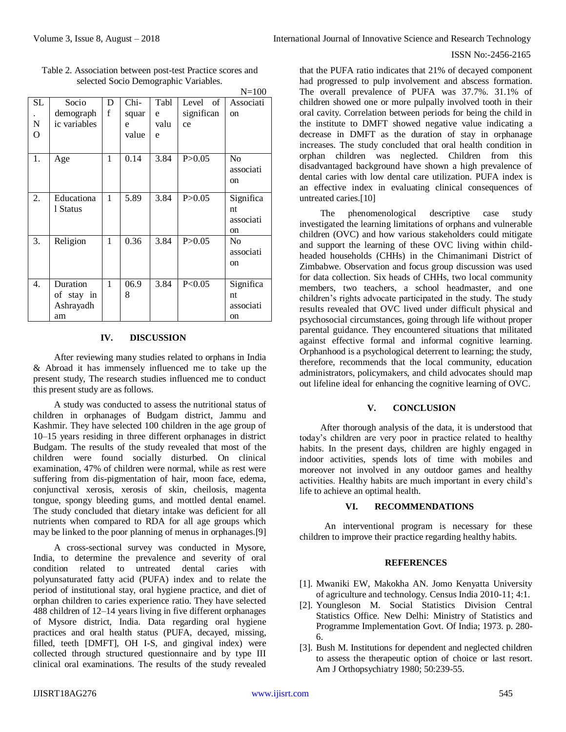Table 2. Association between post-test Practice scores and selected Socio Demographic Variables.

N=100

| SL. NO | Socio demographic variables | Df | Chi-square value | Table value | Level of significance | Association |
|---|---|---|---|---|---|---|
| 1. | Age | 1 | 0.14 | 3.84 | P>0.05 | No association |
| 2. | Educational Status | 1 | 5.89 | 3.84 | P>0.05 | Significant association |
| 3. | Religion | 1 | 0.36 | 3.84 | P>0.05 | No association |
| 4. | Duration of stay in Ashrayadham | 1 | 06.98 | 3.84 | P<0.05 | Significant association |

## IV. DISCUSSION

After reviewing many studies related to orphans in India & Abroad it has immensely influenced me to take up the present study, The research studies influenced me to conduct this present study are as follows.

A study was conducted to assess the nutritional status of children in orphanages of Budgam district, Jammu and Kashmir. They have selected 100 children in the age group of 10–15 years residing in three different orphanages in district Budgam. The results of the study revealed that most of the children were found socially disturbed. On clinical examination, 47% of children were normal, while as rest were suffering from dis-pigmentation of hair, moon face, edema, conjunctival xerosis, xerosis of skin, cheilosis, magenta tongue, spongy bleeding gums, and mottled dental enamel. The study concluded that dietary intake was deficient for all nutrients when compared to RDA for all age groups which may be linked to the poor planning of menus in orphanages.[9]

A cross-sectional survey was conducted in Mysore, India, to determine the prevalence and severity of oral condition related to untreated dental caries with polyunsaturated fatty acid (PUFA) index and to relate the period of institutional stay, oral hygiene practice, and diet of orphan children to caries experience ratio. They have selected 488 children of 12–14 years living in five different orphanages of Mysore district, India. Data regarding oral hygiene practices and oral health status (PUFA, decayed, missing, filled, teeth [DMFT], OH I-S, and gingival index) were collected through structured questionnaire and by type III clinical oral examinations. The results of the study revealed that the PUFA ratio indicates that 21% of decayed component had progressed to pulp involvement and abscess formation. The overall prevalence of PUFA was 37.7%. 31.1% of children showed one or more pulpally involved tooth in their oral cavity. Correlation between periods for being the child in the institute to DMFT showed negative value indicating a decrease in DMFT as the duration of stay in orphanage increases. The study concluded that oral health condition in orphan children was neglected. Children from this disadvantaged background have shown a high prevalence of dental caries with low dental care utilization. PUFA index is an effective index in evaluating clinical consequences of untreated caries.[10]

The phenomenological descriptive case study investigated the learning limitations of orphans and vulnerable children (OVC) and how various stakeholders could mitigate and support the learning of these OVC living within child-headed households (CHHs) in the Chimanimani District of Zimbabwe. Observation and focus group discussion was used for data collection. Six heads of CHHs, two local community members, two teachers, a school headmaster, and one children's rights advocate participated in the study. The study results revealed that OVC lived under difficult physical and psychosocial circumstances, going through life without proper parental guidance. They encountered situations that militated against effective formal and informal cognitive learning. Orphanhood is a psychological deterrent to learning; the study, therefore, recommends that the local community, education administrators, policymakers, and child advocates should map out lifeline ideal for enhancing the cognitive learning of OVC.

## V. CONCLUSION

After thorough analysis of the data, it is understood that today's children are very poor in practice related to healthy habits. In the present days, children are highly engaged in indoor activities, spends lots of time with mobiles and moreover not involved in any outdoor games and healthy activities. Healthy habits are much important in every child's life to achieve an optimal health.

## VI. RECOMMENDATIONS

An interventional program is necessary for these children to improve their practice regarding healthy habits.

## REFERENCES

[1]. Mwaniki EW, Makokha AN. Jomo Kenyatta University of agriculture and technology. Census India 2010-11; 4:1.

[2]. Youngleson M. Social Statistics Division Central Statistics Office. New Delhi: Ministry of Statistics and Programme Implementation Govt. Of India; 1973. p. 280-6.

[3]. Bush M. Institutions for dependent and neglected children to assess the therapeutic option of choice or last resort. Am J Orthopsychiatry 1980; 50:239-55.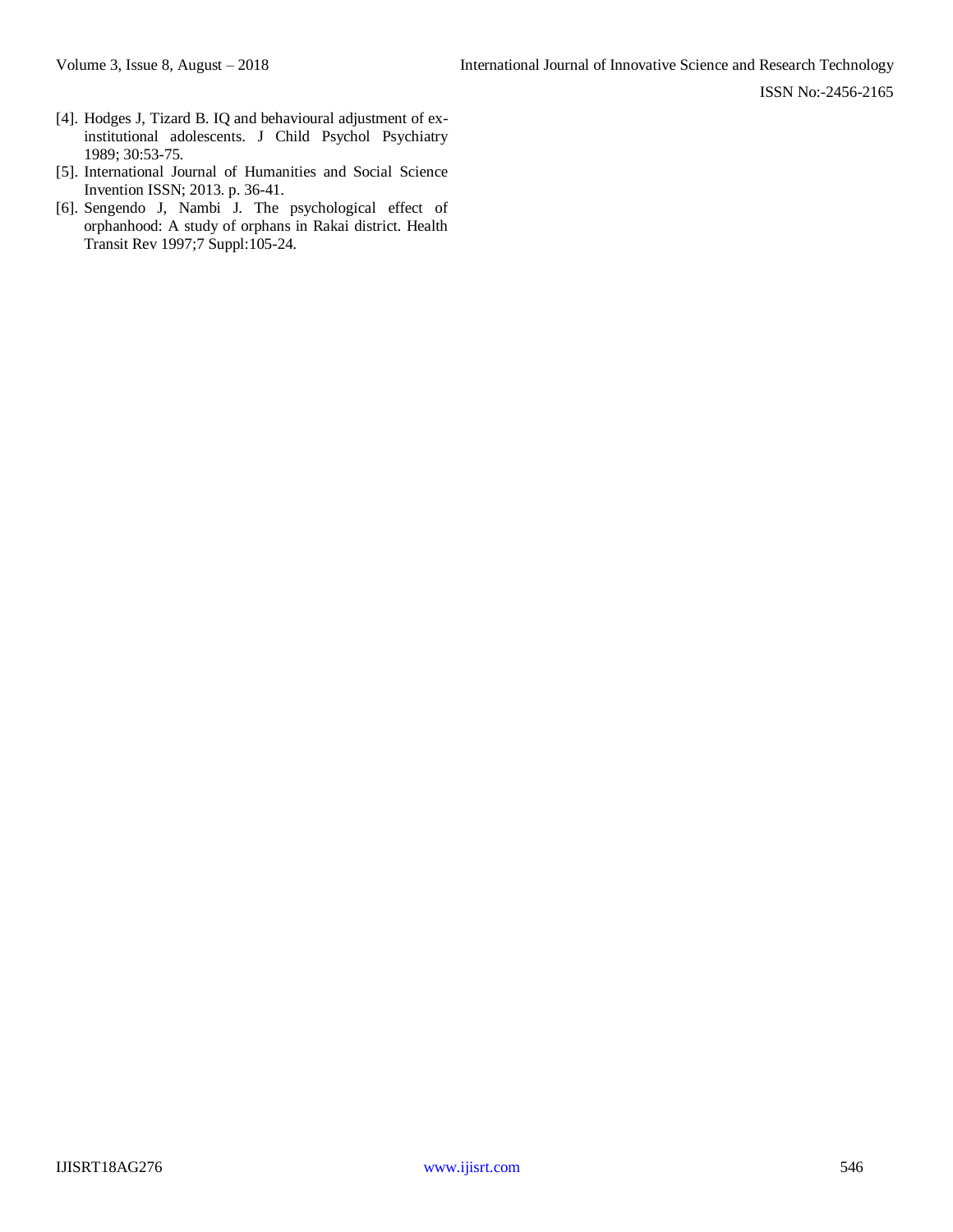[4]. Hodges J, Tizard B. IQ and behavioural adjustment of ex-institutional adolescents. J Child Psychol Psychiatry 1989; 30:53-75.

[5]. International Journal of Humanities and Social Science Invention ISSN; 2013. p. 36-41.

[6]. Sengendo J, Nambi J. The psychological effect of orphanhood: A study of orphans in Rakai district. Health Transit Rev 1997;7 Suppl:105-24.